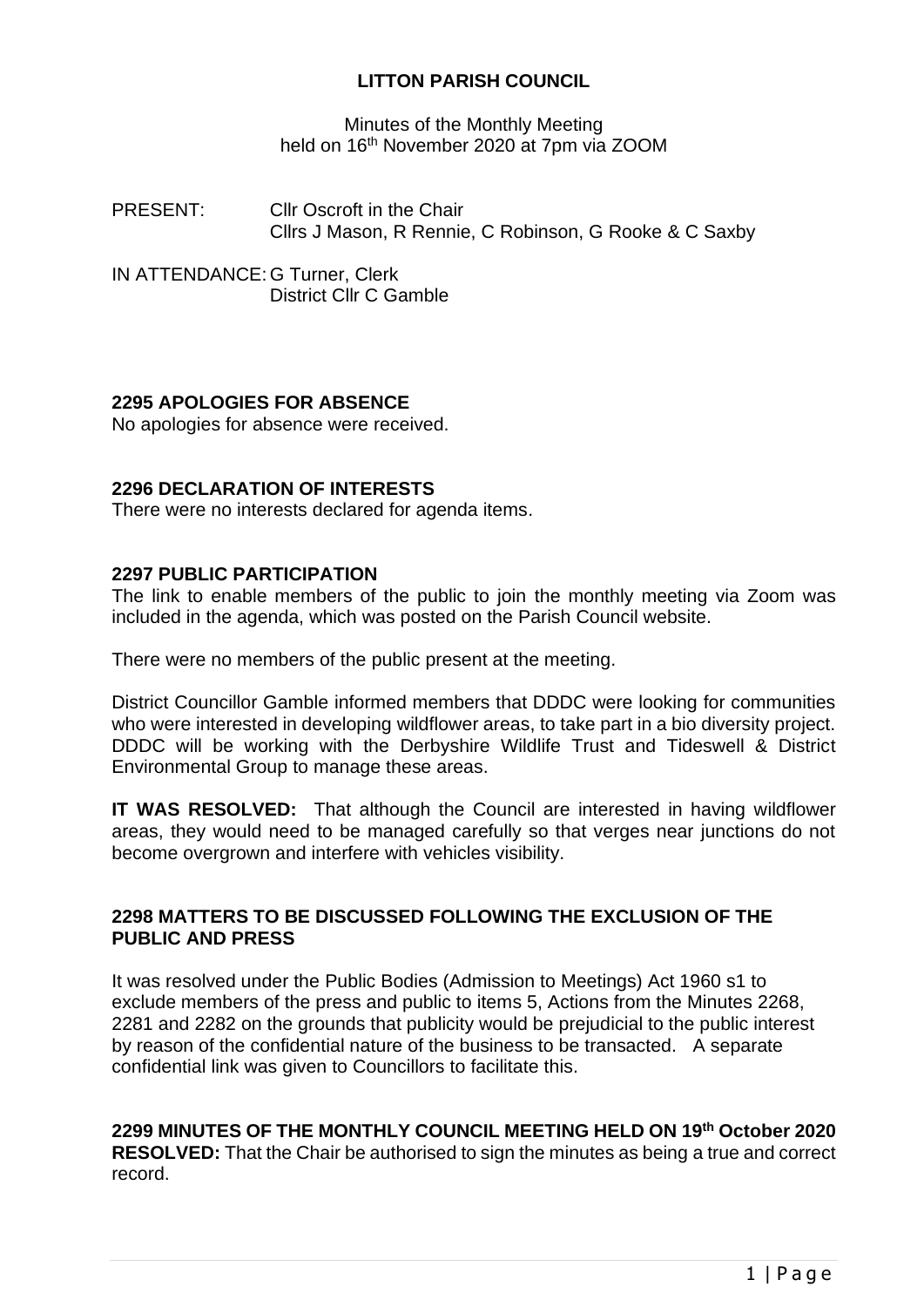# LITTON PARISH COUNCIL

Minutes of the Monthly Meeting
held on 16th November 2020 at 7pm via ZOOM

PRESENT: Cllr Oscroft in the Chair
Cllrs J Mason, R Rennie, C Robinson, G Rooke & C Saxby

IN ATTENDANCE: G Turner, Clerk
District Cllr C Gamble

## 2295 APOLOGIES FOR ABSENCE

No apologies for absence were received.

## 2296 DECLARATION OF INTERESTS

There were no interests declared for agenda items.

## 2297 PUBLIC PARTICIPATION

The link to enable members of the public to join the monthly meeting via Zoom was included in the agenda, which was posted on the Parish Council website.

There were no members of the public present at the meeting.

District Councillor Gamble informed members that DDDC were looking for communities who were interested in developing wildflower areas, to take part in a bio diversity project. DDDC will be working with the Derbyshire Wildlife Trust and Tideswell & District Environmental Group to manage these areas.

**IT WAS RESOLVED:** That although the Council are interested in having wildflower areas, they would need to be managed carefully so that verges near junctions do not become overgrown and interfere with vehicles visibility.

## 2298 MATTERS TO BE DISCUSSED FOLLOWING THE EXCLUSION OF THE PUBLIC AND PRESS

It was resolved under the Public Bodies (Admission to Meetings) Act 1960 s1 to exclude members of the press and public to items 5, Actions from the Minutes 2268, 2281 and 2282 on the grounds that publicity would be prejudicial to the public interest by reason of the confidential nature of the business to be transacted. A separate confidential link was given to Councillors to facilitate this.

## 2299 MINUTES OF THE MONTHLY COUNCIL MEETING HELD ON 19th October 2020

**RESOLVED:** That the Chair be authorised to sign the minutes as being a true and correct record.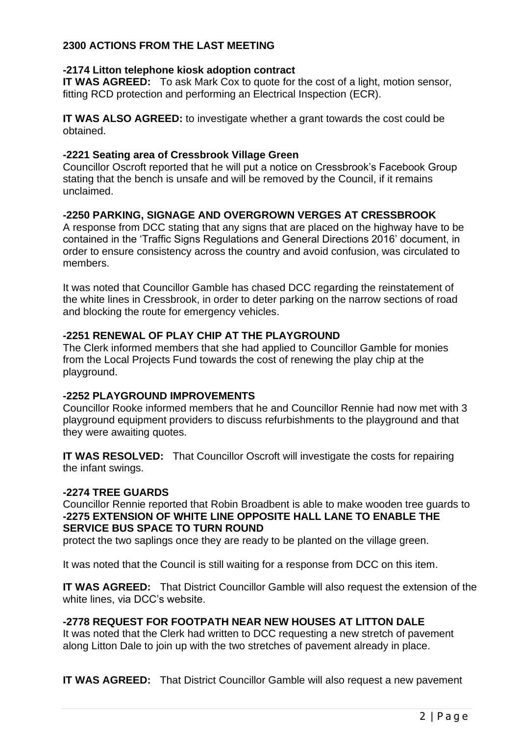**2300 ACTIONS FROM THE LAST MEETING**

**-2174 Litton telephone kiosk adoption contract**

**IT WAS AGREED:** To ask Mark Cox to quote for the cost of a light, motion sensor, fitting RCD protection and performing an Electrical Inspection (ECR).

**IT WAS ALSO AGREED:** to investigate whether a grant towards the cost could be obtained.

**-2221 Seating area of Cressbrook Village Green**

Councillor Oscroft reported that he will put a notice on Cressbrook's Facebook Group stating that the bench is unsafe and will be removed by the Council, if it remains unclaimed.

**-2250 PARKING, SIGNAGE AND OVERGROWN VERGES AT CRESSBROOK**

A response from DCC stating that any signs that are placed on the highway have to be contained in the 'Traffic Signs Regulations and General Directions 2016' document, in order to ensure consistency across the country and avoid confusion, was circulated to members.

It was noted that Councillor Gamble has chased DCC regarding the reinstatement of the white lines in Cressbrook, in order to deter parking on the narrow sections of road and blocking the route for emergency vehicles.

**-2251 RENEWAL OF PLAY CHIP AT THE PLAYGROUND**

The Clerk informed members that she had applied to Councillor Gamble for monies from the Local Projects Fund towards the cost of renewing the play chip at the playground.

**-2252 PLAYGROUND IMPROVEMENTS**

Councillor Rooke informed members that he and Councillor Rennie had now met with 3 playground equipment providers to discuss refurbishments to the playground and that they were awaiting quotes.

**IT WAS RESOLVED:** That Councillor Oscroft will investigate the costs for repairing the infant swings.

**-2274 TREE GUARDS**

Councillor Rennie reported that Robin Broadbent is able to make wooden tree guards to protect the two saplings once they are ready to be planted on the village green.

**-2275 EXTENSION OF WHITE LINE OPPOSITE HALL LANE TO ENABLE THE SERVICE BUS SPACE TO TURN ROUND**

It was noted that the Council is still waiting for a response from DCC on this item.

**IT WAS AGREED:** That District Councillor Gamble will also request the extension of the white lines, via DCC's website.

**-2778 REQUEST FOR FOOTPATH NEAR NEW HOUSES AT LITTON DALE**

It was noted that the Clerk had written to DCC requesting a new stretch of pavement along Litton Dale to join up with the two stretches of pavement already in place.

**IT WAS AGREED:** That District Councillor Gamble will also request a new pavement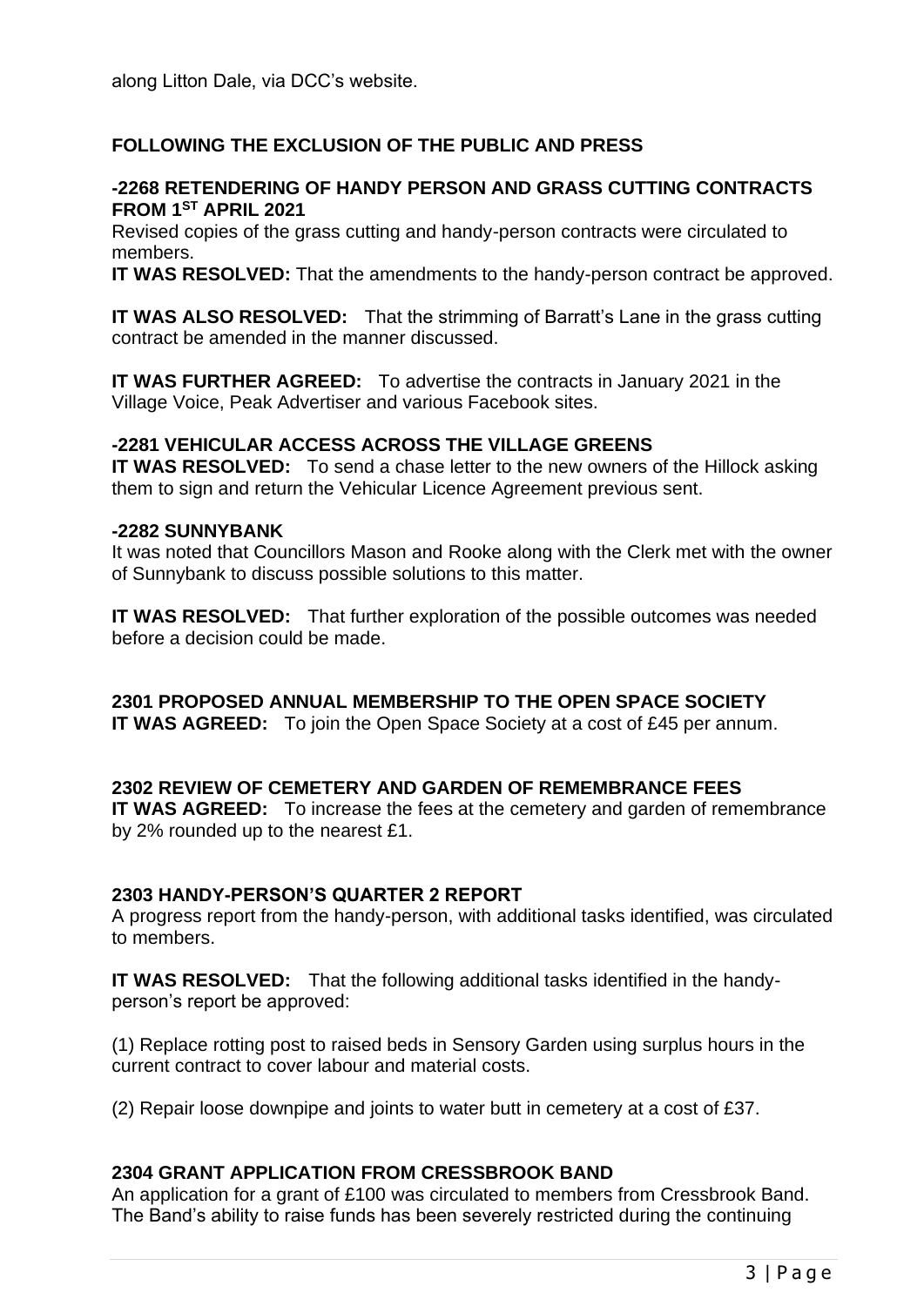along Litton Dale, via DCC's website.

**FOLLOWING THE EXCLUSION OF THE PUBLIC AND PRESS**

**-2268 RETENDERING OF HANDY PERSON AND GRASS CUTTING CONTRACTS FROM 1ST APRIL 2021**

Revised copies of the grass cutting and handy-person contracts were circulated to members.

**IT WAS RESOLVED:** That the amendments to the handy-person contract be approved.

**IT WAS ALSO RESOLVED:** That the strimming of Barratt's Lane in the grass cutting contract be amended in the manner discussed.

**IT WAS FURTHER AGREED:** To advertise the contracts in January 2021 in the Village Voice, Peak Advertiser and various Facebook sites.

**-2281 VEHICULAR ACCESS ACROSS THE VILLAGE GREENS**

**IT WAS RESOLVED:** To send a chase letter to the new owners of the Hillock asking them to sign and return the Vehicular Licence Agreement previous sent.

**-2282 SUNNYBANK**

It was noted that Councillors Mason and Rooke along with the Clerk met with the owner of Sunnybank to discuss possible solutions to this matter.

**IT WAS RESOLVED:** That further exploration of the possible outcomes was needed before a decision could be made.

**2301 PROPOSED ANNUAL MEMBERSHIP TO THE OPEN SPACE SOCIETY**

**IT WAS AGREED:** To join the Open Space Society at a cost of £45 per annum.

**2302 REVIEW OF CEMETERY AND GARDEN OF REMEMBRANCE FEES**

**IT WAS AGREED:** To increase the fees at the cemetery and garden of remembrance by 2% rounded up to the nearest £1.

**2303 HANDY-PERSON'S QUARTER 2 REPORT**

A progress report from the handy-person, with additional tasks identified, was circulated to members.

**IT WAS RESOLVED:** That the following additional tasks identified in the handy-person's report be approved:

(1) Replace rotting post to raised beds in Sensory Garden using surplus hours in the current contract to cover labour and material costs.

(2) Repair loose downpipe and joints to water butt in cemetery at a cost of £37.

**2304 GRANT APPLICATION FROM CRESSBROOK BAND**

An application for a grant of £100 was circulated to members from Cressbrook Band. The Band's ability to raise funds has been severely restricted during the continuing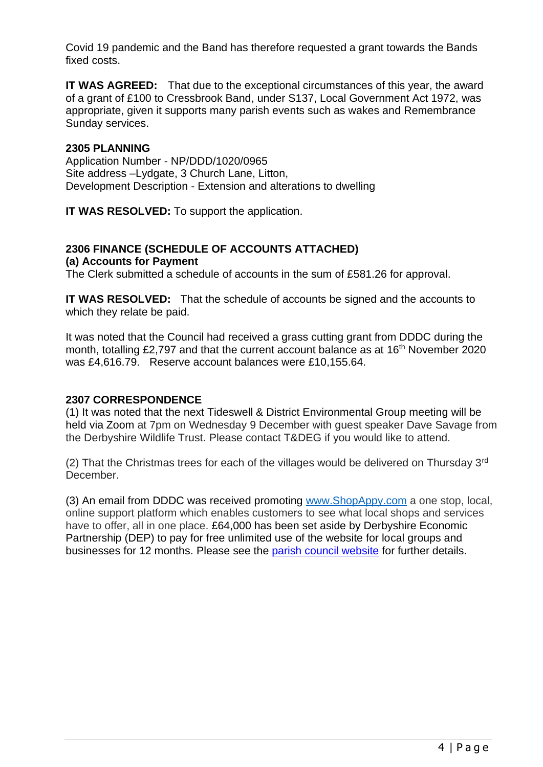Covid 19 pandemic and the Band has therefore requested a grant towards the Bands fixed costs.

**IT WAS AGREED:** That due to the exceptional circumstances of this year, the award of a grant of £100 to Cressbrook Band, under S137, Local Government Act 1972, was appropriate, given it supports many parish events such as wakes and Remembrance Sunday services.

**2305 PLANNING**

Application Number - NP/DDD/1020/0965
Site address –Lydgate, 3 Church Lane, Litton,
Development Description - Extension and alterations to dwelling

**IT WAS RESOLVED:** To support the application.

**2306 FINANCE (SCHEDULE OF ACCOUNTS ATTACHED)**

**(a) Accounts for Payment**

The Clerk submitted a schedule of accounts in the sum of £581.26 for approval.

**IT WAS RESOLVED:** That the schedule of accounts be signed and the accounts to which they relate be paid.

It was noted that the Council had received a grass cutting grant from DDDC during the month, totalling £2,797 and that the current account balance as at 16th November 2020 was £4,616.79. Reserve account balances were £10,155.64.

**2307 CORRESPONDENCE**

(1) It was noted that the next Tideswell & District Environmental Group meeting will be held via Zoom at 7pm on Wednesday 9 December with guest speaker Dave Savage from the Derbyshire Wildlife Trust. Please contact T&DEG if you would like to attend.

(2) That the Christmas trees for each of the villages would be delivered on Thursday 3rd December.

(3) An email from DDDC was received promoting [www.ShopAppy.com](www.ShopAppy.com) a one stop, local, online support platform which enables customers to see what local shops and services have to offer, all in one place. £64,000 has been set aside by Derbyshire Economic Partnership (DEP) to pay for free unlimited use of the website for local groups and businesses for 12 months. Please see the parish council website for further details.